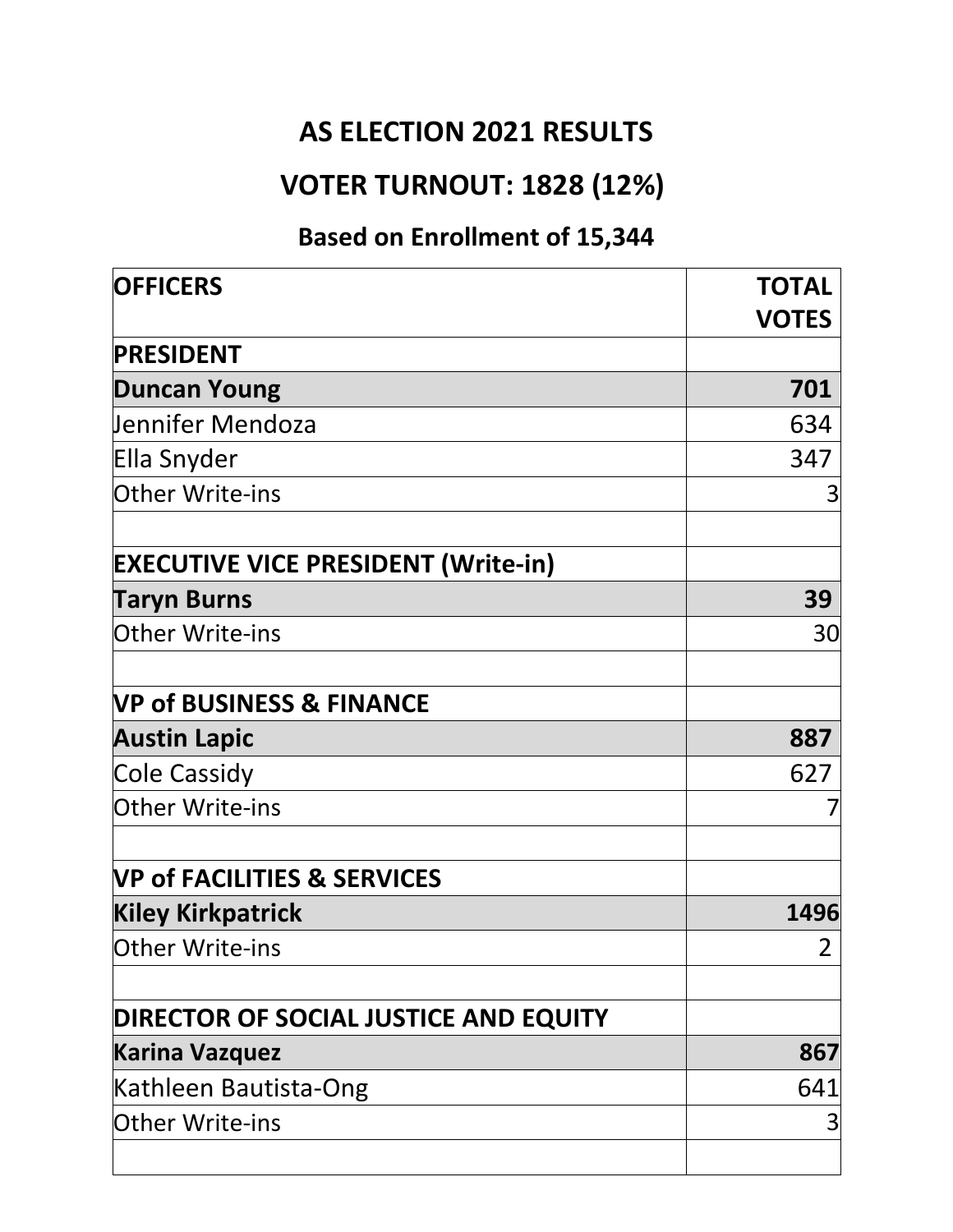# AS ELECTION 2021 RESULTS

## VOTER TURNOUT: 1828 (12%)

### Based on Enrollment of 15,344

| OFFICERS | TOTAL VOTES |
|---|---|
| **PRESIDENT** | |
| **Duncan Young** | **701** |
| Jennifer Mendoza | 634 |
| Ella Snyder | 347 |
| Other Write-ins | 3 |
| | |
| **EXECUTIVE VICE PRESIDENT (Write-in)** | |
| **Taryn Burns** | **39** |
| Other Write-ins | 30 |
| | |
| **VP of BUSINESS & FINANCE** | |
| **Austin Lapic** | **887** |
| Cole Cassidy | 627 |
| Other Write-ins | 7 |
| | |
| **VP of FACILITIES & SERVICES** | |
| **Kiley Kirkpatrick** | **1496** |
| Other Write-ins | 2 |
| | |
| **DIRECTOR OF SOCIAL JUSTICE AND EQUITY** | |
| **Karina Vazquez** | **867** |
| Kathleen Bautista-Ong | 641 |
| Other Write-ins | 3 |
| | |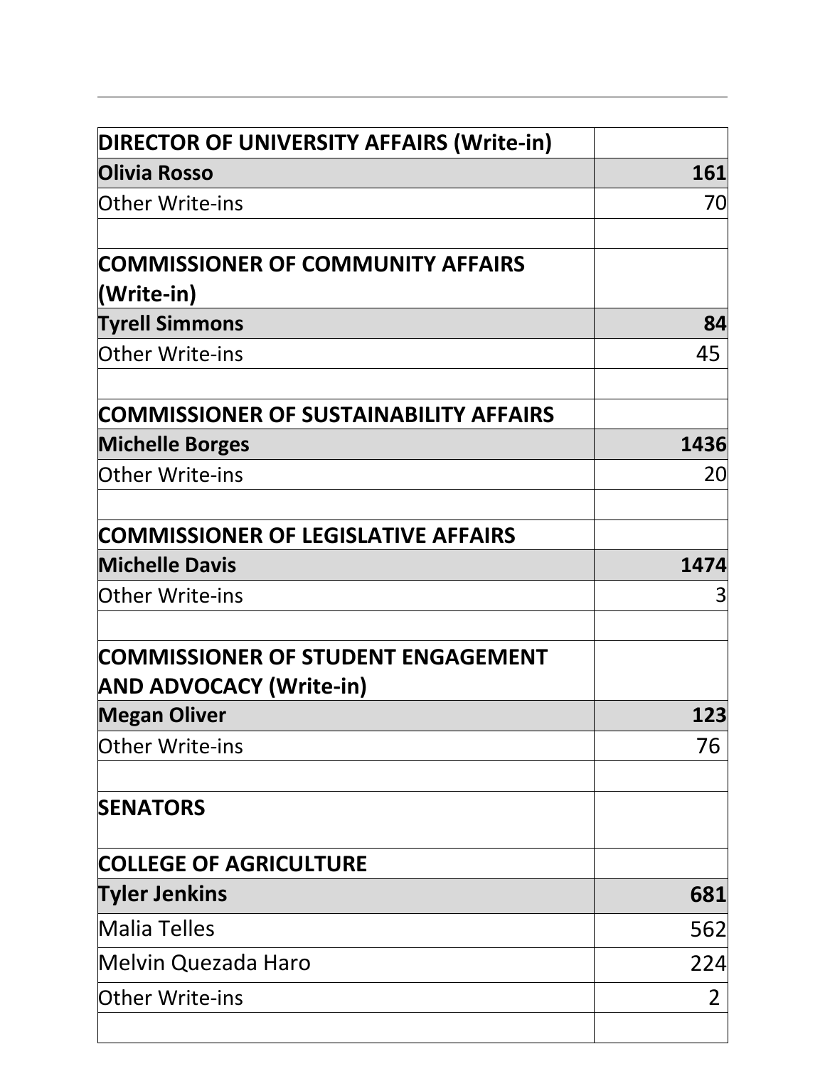| DIRECTOR OF UNIVERSITY AFFAIRS (Write-in) | |
| --- | --- |
| **Olivia Rosso** | **161** |
| Other Write-ins | 70 |
| | |
| **COMMISSIONER OF COMMUNITY AFFAIRS (Write-in)** | |
| **Tyrell Simmons** | **84** |
| Other Write-ins | 45 |
| | |
| **COMMISSIONER OF SUSTAINABILITY AFFAIRS** | |
| **Michelle Borges** | **1436** |
| Other Write-ins | 20 |
| | |
| **COMMISSIONER OF LEGISLATIVE AFFAIRS** | |
| **Michelle Davis** | **1474** |
| Other Write-ins | 3 |
| | |
| **COMMISSIONER OF STUDENT ENGAGEMENT AND ADVOCACY (Write-in)** | |
| **Megan Oliver** | **123** |
| Other Write-ins | 76 |
| | |
| **SENATORS** | |
| **COLLEGE OF AGRICULTURE** | |
| **Tyler Jenkins** | **681** |
| Malia Telles | 562 |
| Melvin Quezada Haro | 224 |
| Other Write-ins | 2 |
| | |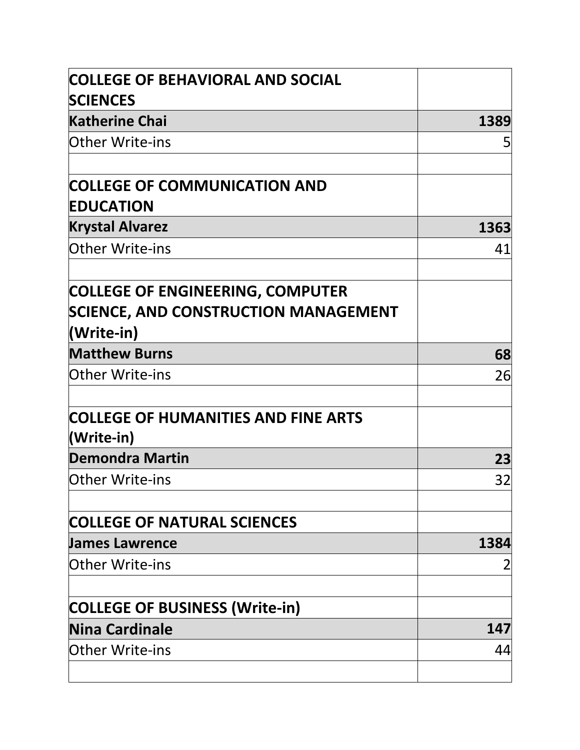| **COLLEGE OF BEHAVIORAL AND SOCIAL SCIENCES** | |
|---|---:|
| **Katherine Chai** | **1389** |
| Other Write-ins | 5 |
| | |
| **COLLEGE OF COMMUNICATION AND EDUCATION** | |
| **Krystal Alvarez** | **1363** |
| Other Write-ins | 41 |
| | |
| **COLLEGE OF ENGINEERING, COMPUTER SCIENCE, AND CONSTRUCTION MANAGEMENT (Write-in)** | |
| **Matthew Burns** | **68** |
| Other Write-ins | 26 |
| | |
| **COLLEGE OF HUMANITIES AND FINE ARTS (Write-in)** | |
| **Demondra Martin** | **23** |
| Other Write-ins | 32 |
| | |
| **COLLEGE OF NATURAL SCIENCES** | |
| **James Lawrence** | **1384** |
| Other Write-ins | 2 |
| | |
| **COLLEGE OF BUSINESS (Write-in)** | |
| **Nina Cardinale** | **147** |
| Other Write-ins | 44 |
| | |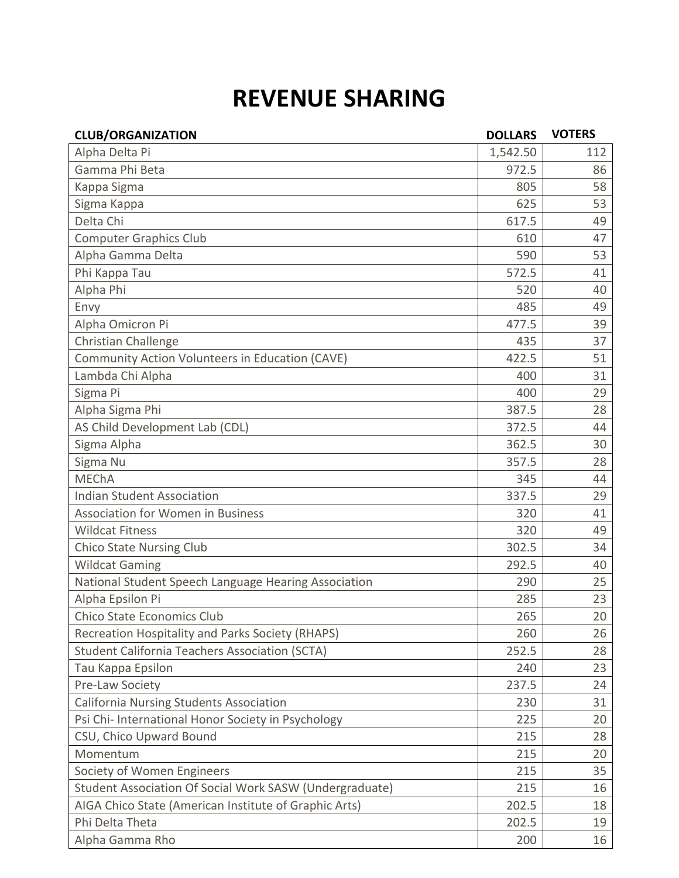# REVENUE SHARING

| CLUB/ORGANIZATION | DOLLARS | VOTERS |
|---|---|---|
| Alpha Delta Pi | 1,542.50 | 112 |
| Gamma Phi Beta | 972.5 | 86 |
| Kappa Sigma | 805 | 58 |
| Sigma Kappa | 625 | 53 |
| Delta Chi | 617.5 | 49 |
| Computer Graphics Club | 610 | 47 |
| Alpha Gamma Delta | 590 | 53 |
| Phi Kappa Tau | 572.5 | 41 |
| Alpha Phi | 520 | 40 |
| Envy | 485 | 49 |
| Alpha Omicron Pi | 477.5 | 39 |
| Christian Challenge | 435 | 37 |
| Community Action Volunteers in Education (CAVE) | 422.5 | 51 |
| Lambda Chi Alpha | 400 | 31 |
| Sigma Pi | 400 | 29 |
| Alpha Sigma Phi | 387.5 | 28 |
| AS Child Development Lab (CDL) | 372.5 | 44 |
| Sigma Alpha | 362.5 | 30 |
| Sigma Nu | 357.5 | 28 |
| MEChA | 345 | 44 |
| Indian Student Association | 337.5 | 29 |
| Association for Women in Business | 320 | 41 |
| Wildcat Fitness | 320 | 49 |
| Chico State Nursing Club | 302.5 | 34 |
| Wildcat Gaming | 292.5 | 40 |
| National Student Speech Language Hearing Association | 290 | 25 |
| Alpha Epsilon Pi | 285 | 23 |
| Chico State Economics Club | 265 | 20 |
| Recreation Hospitality and Parks Society (RHAPS) | 260 | 26 |
| Student California Teachers Association (SCTA) | 252.5 | 28 |
| Tau Kappa Epsilon | 240 | 23 |
| Pre-Law Society | 237.5 | 24 |
| California Nursing Students Association | 230 | 31 |
| Psi Chi- International Honor Society in Psychology | 225 | 20 |
| CSU, Chico Upward Bound | 215 | 28 |
| Momentum | 215 | 20 |
| Society of Women Engineers | 215 | 35 |
| Student Association Of Social Work SASW (Undergraduate) | 215 | 16 |
| AIGA Chico State (American Institute of Graphic Arts) | 202.5 | 18 |
| Phi Delta Theta | 202.5 | 19 |
| Alpha Gamma Rho | 200 | 16 |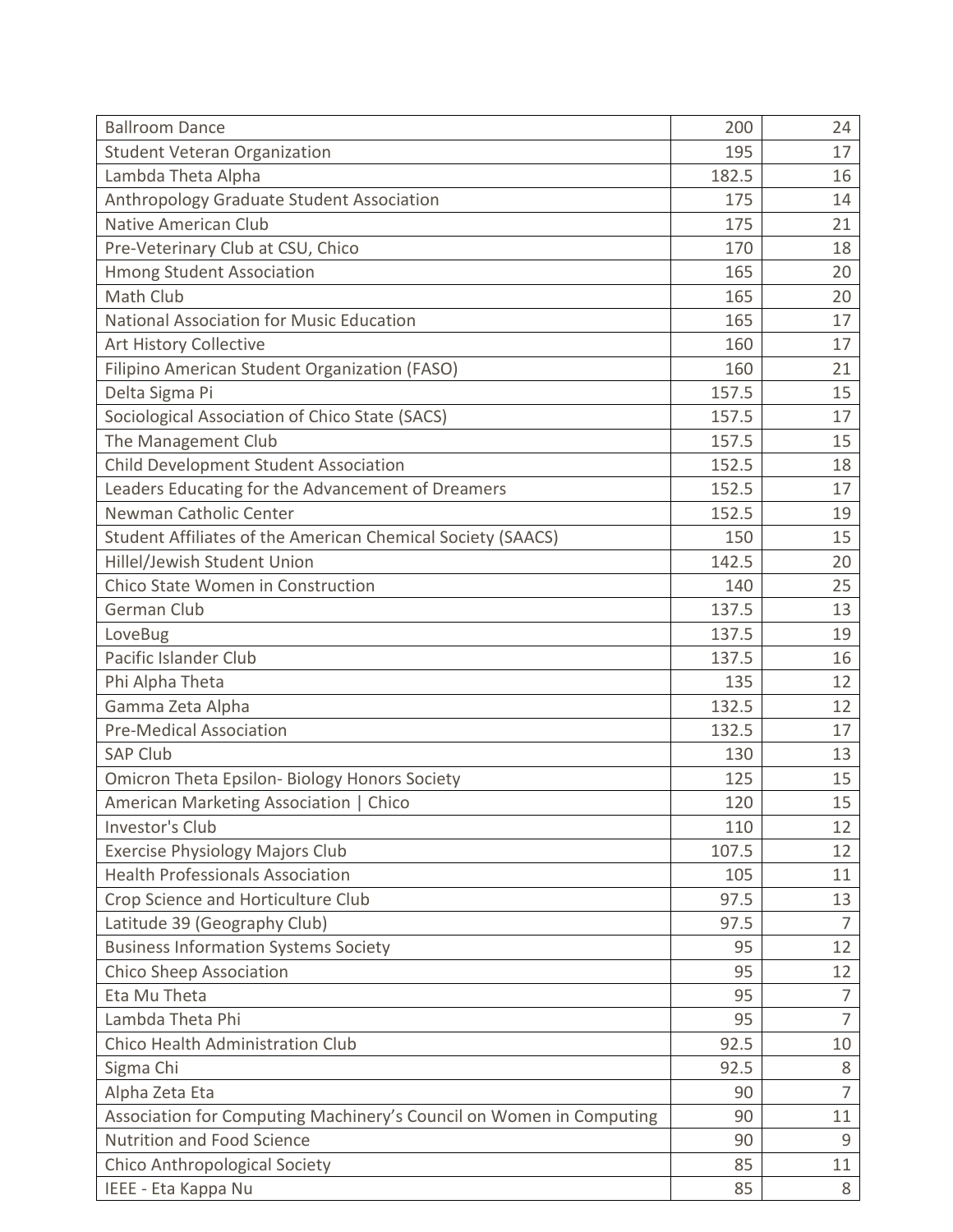| | | |
|---|---|---|
| Ballroom Dance | 200 | 24 |
| Student Veteran Organization | 195 | 17 |
| Lambda Theta Alpha | 182.5 | 16 |
| Anthropology Graduate Student Association | 175 | 14 |
| Native American Club | 175 | 21 |
| Pre-Veterinary Club at CSU, Chico | 170 | 18 |
| Hmong Student Association | 165 | 20 |
| Math Club | 165 | 20 |
| National Association for Music Education | 165 | 17 |
| Art History Collective | 160 | 17 |
| Filipino American Student Organization (FASO) | 160 | 21 |
| Delta Sigma Pi | 157.5 | 15 |
| Sociological Association of Chico State (SACS) | 157.5 | 17 |
| The Management Club | 157.5 | 15 |
| Child Development Student Association | 152.5 | 18 |
| Leaders Educating for the Advancement of Dreamers | 152.5 | 17 |
| Newman Catholic Center | 152.5 | 19 |
| Student Affiliates of the American Chemical Society (SAACS) | 150 | 15 |
| Hillel/Jewish Student Union | 142.5 | 20 |
| Chico State Women in Construction | 140 | 25 |
| German Club | 137.5 | 13 |
| LoveBug | 137.5 | 19 |
| Pacific Islander Club | 137.5 | 16 |
| Phi Alpha Theta | 135 | 12 |
| Gamma Zeta Alpha | 132.5 | 12 |
| Pre-Medical Association | 132.5 | 17 |
| SAP Club | 130 | 13 |
| Omicron Theta Epsilon- Biology Honors Society | 125 | 15 |
| American Marketing Association \| Chico | 120 | 15 |
| Investor's Club | 110 | 12 |
| Exercise Physiology Majors Club | 107.5 | 12 |
| Health Professionals Association | 105 | 11 |
| Crop Science and Horticulture Club | 97.5 | 13 |
| Latitude 39 (Geography Club) | 97.5 | 7 |
| Business Information Systems Society | 95 | 12 |
| Chico Sheep Association | 95 | 12 |
| Eta Mu Theta | 95 | 7 |
| Lambda Theta Phi | 95 | 7 |
| Chico Health Administration Club | 92.5 | 10 |
| Sigma Chi | 92.5 | 8 |
| Alpha Zeta Eta | 90 | 7 |
| Association for Computing Machinery's Council on Women in Computing | 90 | 11 |
| Nutrition and Food Science | 90 | 9 |
| Chico Anthropological Society | 85 | 11 |
| IEEE - Eta Kappa Nu | 85 | 8 |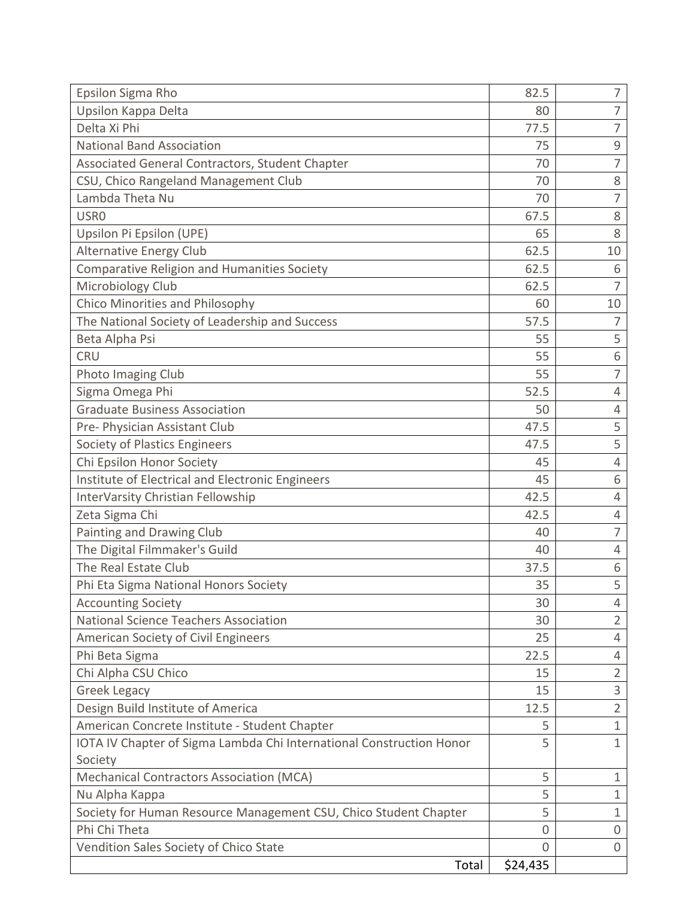| | | |
|---|---|---|
| Epsilon Sigma Rho | 82.5 | 7 |
| Upsilon Kappa Delta | 80 | 7 |
| Delta Xi Phi | 77.5 | 7 |
| National Band Association | 75 | 9 |
| Associated General Contractors, Student Chapter | 70 | 7 |
| CSU, Chico Rangeland Management Club | 70 | 8 |
| Lambda Theta Nu | 70 | 7 |
| USR0 | 67.5 | 8 |
| Upsilon Pi Epsilon (UPE) | 65 | 8 |
| Alternative Energy Club | 62.5 | 10 |
| Comparative Religion and Humanities Society | 62.5 | 6 |
| Microbiology Club | 62.5 | 7 |
| Chico Minorities and Philosophy | 60 | 10 |
| The National Society of Leadership and Success | 57.5 | 7 |
| Beta Alpha Psi | 55 | 5 |
| CRU | 55 | 6 |
| Photo Imaging Club | 55 | 7 |
| Sigma Omega Phi | 52.5 | 4 |
| Graduate Business Association | 50 | 4 |
| Pre- Physician Assistant Club | 47.5 | 5 |
| Society of Plastics Engineers | 47.5 | 5 |
| Chi Epsilon Honor Society | 45 | 4 |
| Institute of Electrical and Electronic Engineers | 45 | 6 |
| InterVarsity Christian Fellowship | 42.5 | 4 |
| Zeta Sigma Chi | 42.5 | 4 |
| Painting and Drawing Club | 40 | 7 |
| The Digital Filmmaker's Guild | 40 | 4 |
| The Real Estate Club | 37.5 | 6 |
| Phi Eta Sigma National Honors Society | 35 | 5 |
| Accounting Society | 30 | 4 |
| National Science Teachers Association | 30 | 2 |
| American Society of Civil Engineers | 25 | 4 |
| Phi Beta Sigma | 22.5 | 4 |
| Chi Alpha CSU Chico | 15 | 2 |
| Greek Legacy | 15 | 3 |
| Design Build Institute of America | 12.5 | 2 |
| American Concrete Institute - Student Chapter | 5 | 1 |
| IOTA IV Chapter of Sigma Lambda Chi International Construction Honor Society | 5 | 1 |
| Mechanical Contractors Association (MCA) | 5 | 1 |
| Nu Alpha Kappa | 5 | 1 |
| Society for Human Resource Management CSU, Chico Student Chapter | 5 | 1 |
| Phi Chi Theta | 0 | 0 |
| Vendition Sales Society of Chico State | 0 | 0 |
| Total | $24,435 | |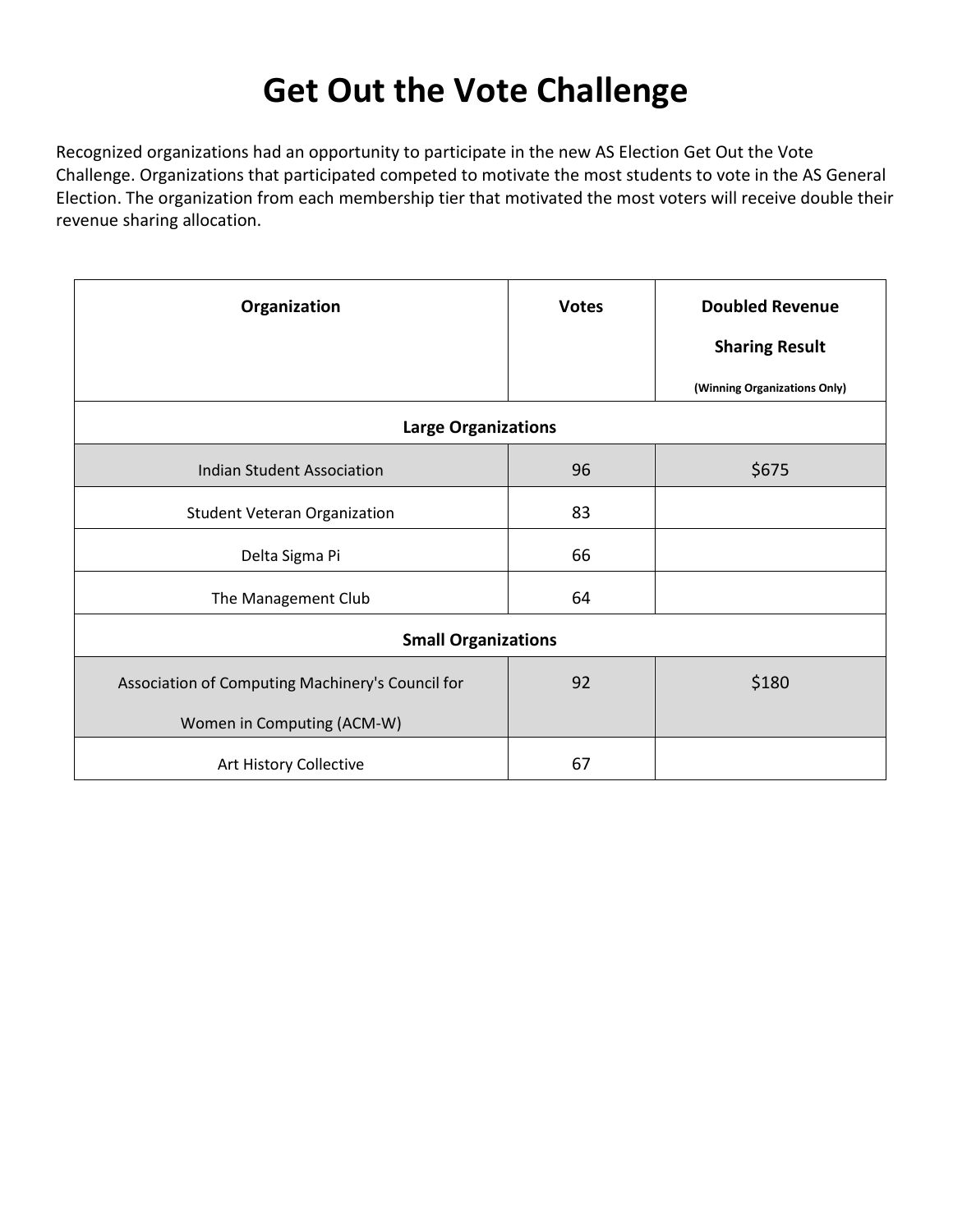# Get Out the Vote Challenge

Recognized organizations had an opportunity to participate in the new AS Election Get Out the Vote Challenge. Organizations that participated competed to motivate the most students to vote in the AS General Election. The organization from each membership tier that motivated the most voters will receive double their revenue sharing allocation.

| Organization | Votes | Doubled Revenue Sharing Result (Winning Organizations Only) |
|---|---|---|
| **Large Organizations** | | |
| Indian Student Association | 96 | $675 |
| Student Veteran Organization | 83 | |
| Delta Sigma Pi | 66 | |
| The Management Club | 64 | |
| **Small Organizations** | | |
| Association of Computing Machinery's Council for Women in Computing (ACM-W) | 92 | $180 |
| Art History Collective | 67 | |